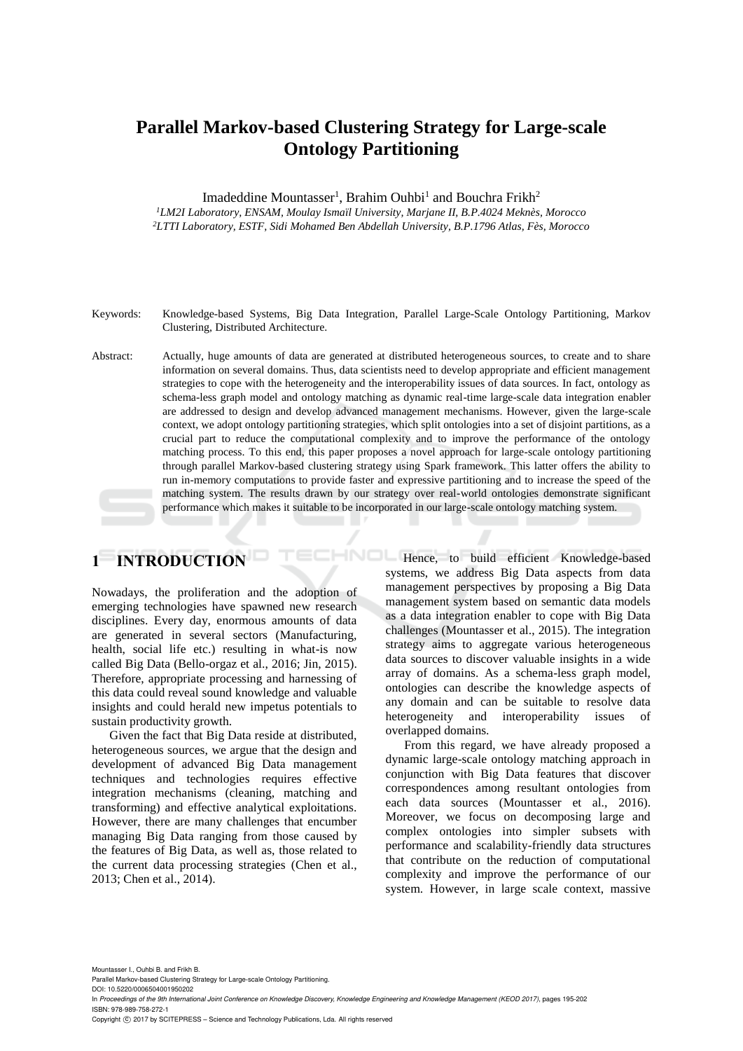# Parallel Markov-based Clustering Strategy for Large-scale Ontology Partitioning

Imadeddine Mountasser[1], Brahim Ouhbi[1] and Bouchra Frikh[2]

[1]*LM2I Laboratory, ENSAM, Moulay Ismaïl University, Marjane II, B.P.4024 Meknès, Morocco*
[2]*LTTI Laboratory, ESTF, Sidi Mohamed Ben Abdellah University, B.P.1796 Atlas, Fès, Morocco*

Keywords: Knowledge-based Systems, Big Data Integration, Parallel Large-Scale Ontology Partitioning, Markov Clustering, Distributed Architecture.

Abstract: Actually, huge amounts of data are generated at distributed heterogeneous sources, to create and to share information on several domains. Thus, data scientists need to develop appropriate and efficient management strategies to cope with the heterogeneity and the interoperability issues of data sources. In fact, ontology as schema-less graph model and ontology matching as dynamic real-time large-scale data integration enabler are addressed to design and develop advanced management mechanisms. However, given the large-scale context, we adopt ontology partitioning strategies, which split ontologies into a set of disjoint partitions, as a crucial part to reduce the computational complexity and to improve the performance of the ontology matching process. To this end, this paper proposes a novel approach for large-scale ontology partitioning through parallel Markov-based clustering strategy using Spark framework. This latter offers the ability to run in-memory computations to provide faster and expressive partitioning and to increase the speed of the matching system. The results drawn by our strategy over real-world ontologies demonstrate significant performance which makes it suitable to be incorporated in our large-scale ontology matching system.

## 1 INTRODUCTION

Nowadays, the proliferation and the adoption of emerging technologies have spawned new research disciplines. Every day, enormous amounts of data are generated in several sectors (Manufacturing, health, social life etc.) resulting in what-is now called Big Data (Bello-orgaz et al., 2016; Jin, 2015). Therefore, appropriate processing and harnessing of this data could reveal sound knowledge and valuable insights and could herald new impetus potentials to sustain productivity growth.

Given the fact that Big Data reside at distributed, heterogeneous sources, we argue that the design and development of advanced Big Data management techniques and technologies requires effective integration mechanisms (cleaning, matching and transforming) and effective analytical exploitations. However, there are many challenges that encumber managing Big Data ranging from those caused by the features of Big Data, as well as, those related to the current data processing strategies (Chen et al., 2013; Chen et al., 2014).

Hence, to build efficient Knowledge-based systems, we address Big Data aspects from data management perspectives by proposing a Big Data management system based on semantic data models as a data integration enabler to cope with Big Data challenges (Mountasser et al., 2015). The integration strategy aims to aggregate various heterogeneous data sources to discover valuable insights in a wide array of domains. As a schema-less graph model, ontologies can describe the knowledge aspects of any domain and can be suitable to resolve data heterogeneity and interoperability issues of overlapped domains.

From this regard, we have already proposed a dynamic large-scale ontology matching approach in conjunction with Big Data features that discover correspondences among resultant ontologies from each data sources (Mountasser et al., 2016). Moreover, we focus on decomposing large and complex ontologies into simpler subsets with performance and scalability-friendly data structures that contribute on the reduction of computational complexity and improve the performance of our system. However, in large scale context, massive

Mountasser I., Ouhbi B. and Frikh B.
Parallel Markov-based Clustering Strategy for Large-scale Ontology Partitioning.
DOI: 10.5220/0006504001950202
In *Proceedings of the 9th International Joint Conference on Knowledge Discovery, Knowledge Engineering and Knowledge Management (KEOD 2017)*, pages 195-202
ISBN: 978-989-758-272-1
Copyright © 2017 by SCITEPRESS – Science and Technology Publications, Lda. All rights reserved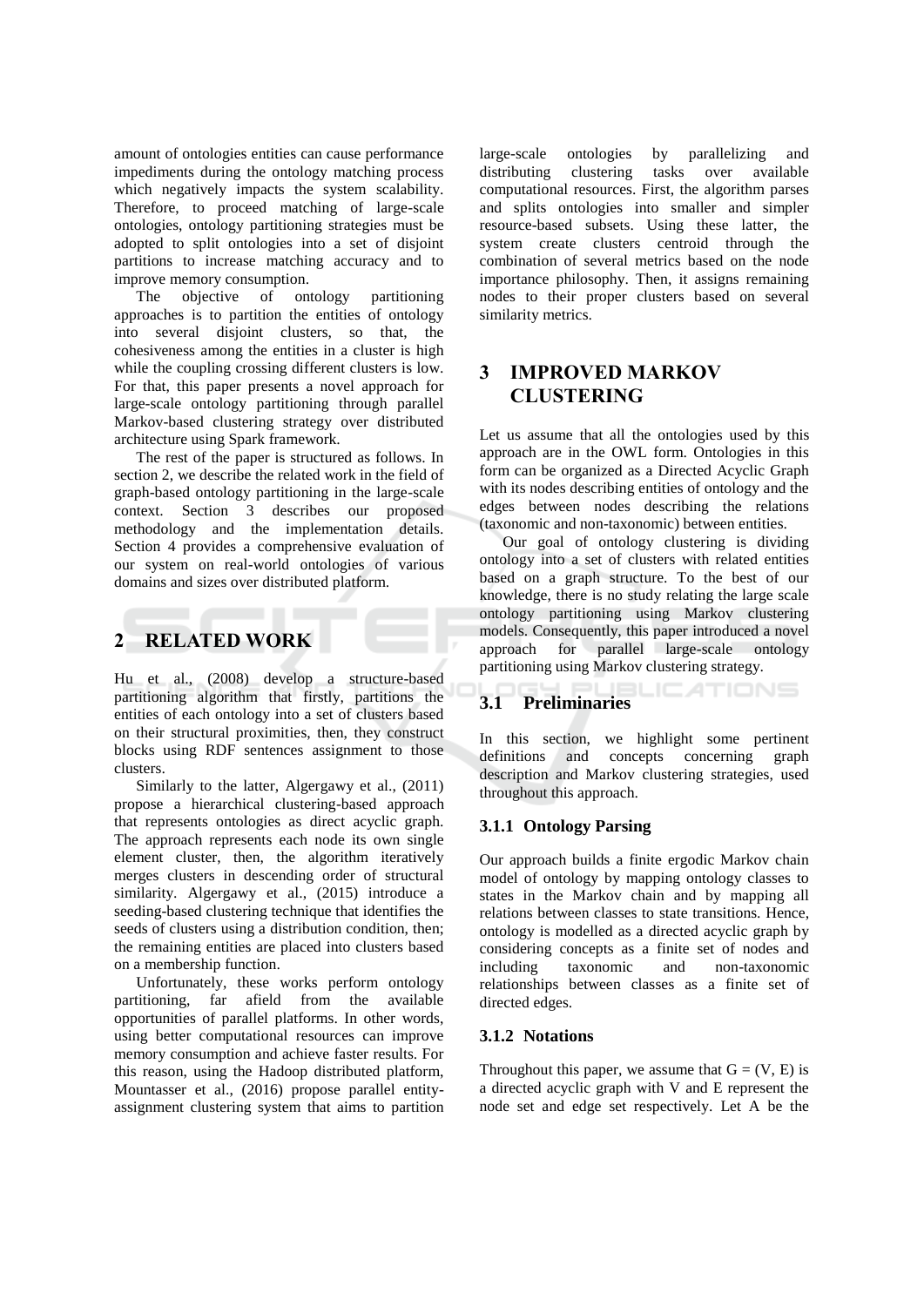amount of ontologies entities can cause performance impediments during the ontology matching process which negatively impacts the system scalability. Therefore, to proceed matching of large-scale ontologies, ontology partitioning strategies must be adopted to split ontologies into a set of disjoint partitions to increase matching accuracy and to improve memory consumption.

The objective of ontology partitioning approaches is to partition the entities of ontology into several disjoint clusters, so that, the cohesiveness among the entities in a cluster is high while the coupling crossing different clusters is low. For that, this paper presents a novel approach for large-scale ontology partitioning through parallel Markov-based clustering strategy over distributed architecture using Spark framework.

The rest of the paper is structured as follows. In section 2, we describe the related work in the field of graph-based ontology partitioning in the large-scale context. Section 3 describes our proposed methodology and the implementation details. Section 4 provides a comprehensive evaluation of our system on real-world ontologies of various domains and sizes over distributed platform.

## 2 RELATED WORK

Hu et al., (2008) develop a structure-based partitioning algorithm that firstly, partitions the entities of each ontology into a set of clusters based on their structural proximities, then, they construct blocks using RDF sentences assignment to those clusters.

Similarly to the latter, Algergawy et al., (2011) propose a hierarchical clustering-based approach that represents ontologies as direct acyclic graph. The approach represents each node its own single element cluster, then, the algorithm iteratively merges clusters in descending order of structural similarity. Algergawy et al., (2015) introduce a seeding-based clustering technique that identifies the seeds of clusters using a distribution condition, then; the remaining entities are placed into clusters based on a membership function.

Unfortunately, these works perform ontology partitioning, far afield from the available opportunities of parallel platforms. In other words, using better computational resources can improve memory consumption and achieve faster results. For this reason, using the Hadoop distributed platform, Mountasser et al., (2016) propose parallel entity-assignment clustering system that aims to partition large-scale ontologies by parallelizing and distributing clustering tasks over available computational resources. First, the algorithm parses and splits ontologies into smaller and simpler resource-based subsets. Using these latter, the system create clusters centroid through the combination of several metrics based on the node importance philosophy. Then, it assigns remaining nodes to their proper clusters based on several similarity metrics.

## 3 IMPROVED MARKOV CLUSTERING

Let us assume that all the ontologies used by this approach are in the OWL form. Ontologies in this form can be organized as a Directed Acyclic Graph with its nodes describing entities of ontology and the edges between nodes describing the relations (taxonomic and non-taxonomic) between entities.

Our goal of ontology clustering is dividing ontology into a set of clusters with related entities based on a graph structure. To the best of our knowledge, there is no study relating the large scale ontology partitioning using Markov clustering models. Consequently, this paper introduced a novel approach for parallel large-scale ontology partitioning using Markov clustering strategy.

### 3.1 Preliminaries

In this section, we highlight some pertinent definitions and concepts concerning graph description and Markov clustering strategies, used throughout this approach.

#### 3.1.1 Ontology Parsing

Our approach builds a finite ergodic Markov chain model of ontology by mapping ontology classes to states in the Markov chain and by mapping all relations between classes to state transitions. Hence, ontology is modelled as a directed acyclic graph by considering concepts as a finite set of nodes and including taxonomic and non-taxonomic relationships between classes as a finite set of directed edges.

#### 3.1.2 Notations

Throughout this paper, we assume that $G = (V, E)$ is a directed acyclic graph with V and E represent the node set and edge set respectively. Let A be the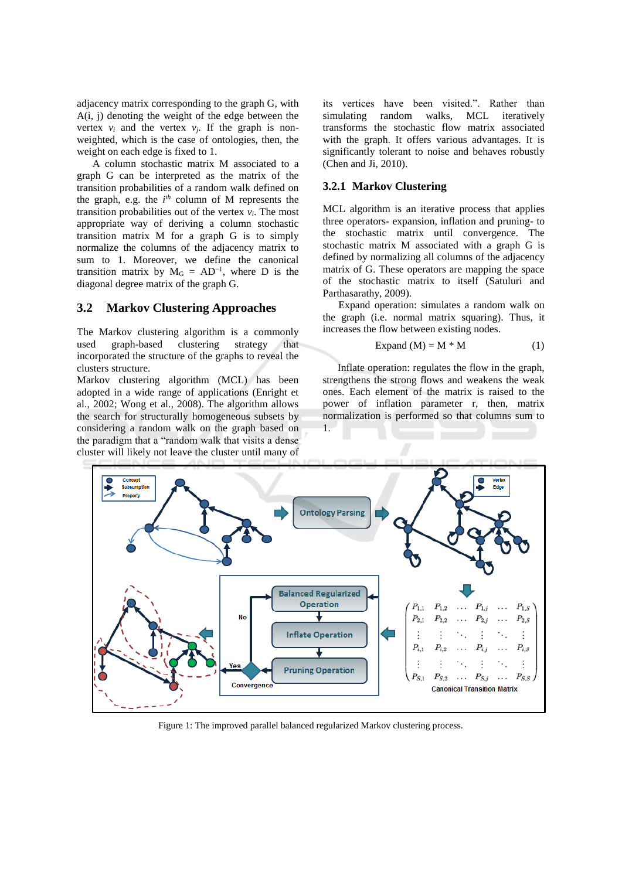adjacency matrix corresponding to the graph G, with A(i, j) denoting the weight of the edge between the vertex $v_i$ and the vertex $v_j$. If the graph is non-weighted, which is the case of ontologies, then, the weight on each edge is fixed to 1.

A column stochastic matrix M associated to a graph G can be interpreted as the matrix of the transition probabilities of a random walk defined on the graph, e.g. the $i^{th}$ column of M represents the transition probabilities out of the vertex $v_i$. The most appropriate way of deriving a column stochastic transition matrix M for a graph G is to simply normalize the columns of the adjacency matrix to sum to 1. Moreover, we define the canonical transition matrix by $M_G = AD^{-1}$, where D is the diagonal degree matrix of the graph G.

## 3.2 Markov Clustering Approaches

The Markov clustering algorithm is a commonly used graph-based clustering strategy that incorporated the structure of the graphs to reveal the clusters structure.
Markov clustering algorithm (MCL) has been adopted in a wide range of applications (Enright et al., 2002; Wong et al., 2008). The algorithm allows the search for structurally homogeneous subsets by considering a random walk on the graph based on the paradigm that a "random walk that visits a dense cluster will likely not leave the cluster until many of its vertices have been visited.". Rather than simulating random walks, MCL iteratively transforms the stochastic flow matrix associated with the graph. It offers various advantages. It is significantly tolerant to noise and behaves robustly (Chen and Ji, 2010).

### 3.2.1 Markov Clustering

MCL algorithm is an iterative process that applies three operators- expansion, inflation and pruning- to the stochastic matrix until convergence. The stochastic matrix M associated with a graph G is defined by normalizing all columns of the adjacency matrix of G. These operators are mapping the space of the stochastic matrix to itself (Satuluri and Parthasarathy, 2009).

Expand operation: simulates a random walk on the graph (i.e. normal matrix squaring). Thus, it increases the flow between existing nodes.

$$\text{Expand (M)} = M * M \tag{1}$$

Inflate operation: regulates the flow in the graph, strengthens the strong flows and weakens the weak ones. Each element of the matrix is raised to the power of inflation parameter r, then, matrix normalization is performed so that columns sum to 1.

Figure 1: The improved parallel balanced regularized Markov clustering process.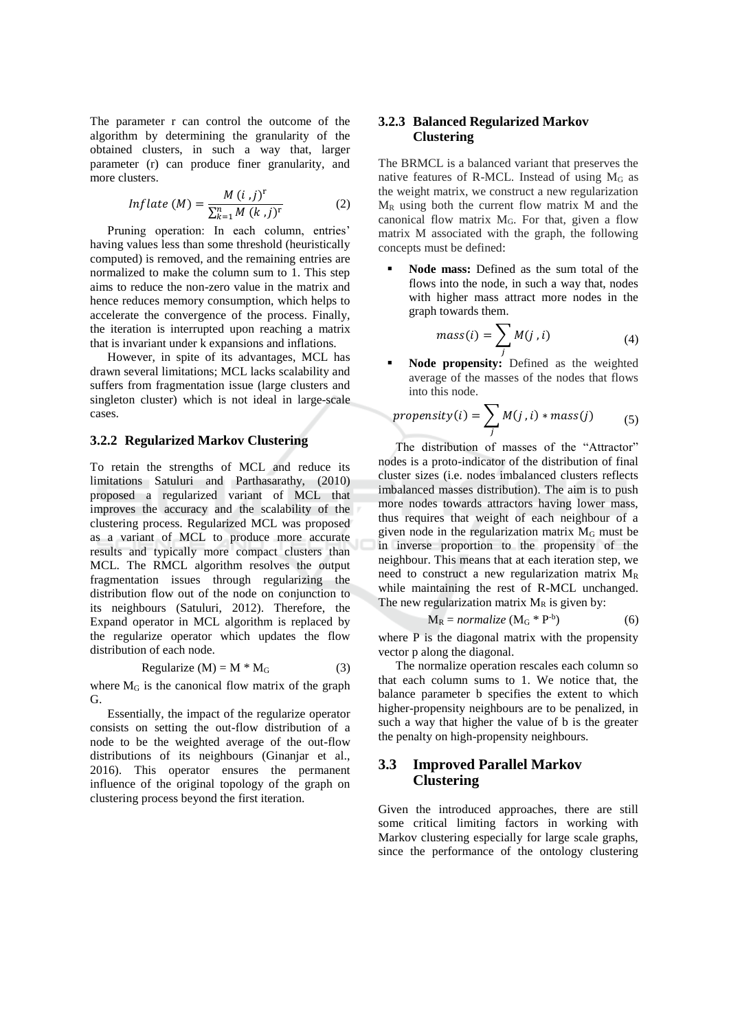The parameter r can control the outcome of the algorithm by determining the granularity of the obtained clusters, in such a way that, larger parameter (r) can produce finer granularity, and more clusters.

$$Inflate\ (M) = \frac{M\ (i\ ,j)^{r}}{\sum_{k=1}^{n} M\ (k\ ,j)^{r}} \qquad (2)$$

Pruning operation: In each column, entries' having values less than some threshold (heuristically computed) is removed, and the remaining entries are normalized to make the column sum to 1. This step aims to reduce the non-zero value in the matrix and hence reduces memory consumption, which helps to accelerate the convergence of the process. Finally, the iteration is interrupted upon reaching a matrix that is invariant under k expansions and inflations.

However, in spite of its advantages, MCL has drawn several limitations; MCL lacks scalability and suffers from fragmentation issue (large clusters and singleton cluster) which is not ideal in large-scale cases.

### 3.2.2 Regularized Markov Clustering

To retain the strengths of MCL and reduce its limitations Satuluri and Parthasarathy, (2010) proposed a regularized variant of MCL that improves the accuracy and the scalability of the clustering process. Regularized MCL was proposed as a variant of MCL to produce more accurate results and typically more compact clusters than MCL. The RMCL algorithm resolves the output fragmentation issues through regularizing the distribution flow out of the node on conjunction to its neighbours (Satuluri, 2012). Therefore, the Expand operator in MCL algorithm is replaced by the regularize operator which updates the flow distribution of each node.

$$\text{Regularize}\ (M) = M * M_G \qquad (3)$$

where $M_G$ is the canonical flow matrix of the graph G.

Essentially, the impact of the regularize operator consists on setting the out-flow distribution of a node to be the weighted average of the out-flow distributions of its neighbours (Ginanjar et al., 2016). This operator ensures the permanent influence of the original topology of the graph on clustering process beyond the first iteration.

### 3.2.3 Balanced Regularized Markov Clustering

The BRMCL is a balanced variant that preserves the native features of R-MCL. Instead of using $M_G$ as the weight matrix, we construct a new regularization $M_R$ using both the current flow matrix M and the canonical flow matrix $M_G$. For that, given a flow matrix M associated with the graph, the following concepts must be defined:

- **Node mass:** Defined as the sum total of the flows into the node, in such a way that, nodes with higher mass attract more nodes in the graph towards them.

$$mass(i) = \sum_{j} M(j\ ,i) \qquad (4)$$

- **Node propensity:** Defined as the weighted average of the masses of the nodes that flows into this node.

$$propensity(i) = \sum_{j} M(j\ ,i) * mass(j) \qquad (5)$$

The distribution of masses of the "Attractor" nodes is a proto-indicator of the distribution of final cluster sizes (i.e. nodes imbalanced clusters reflects imbalanced masses distribution). The aim is to push more nodes towards attractors having lower mass, thus requires that weight of each neighbour of a given node in the regularization matrix $M_G$ must be in inverse proportion to the propensity of the neighbour. This means that at each iteration step, we need to construct a new regularization matrix $M_R$ while maintaining the rest of R-MCL unchanged. The new regularization matrix $M_R$ is given by:

$$M_R = normalize\ (M_G * P^{-b}) \qquad (6)$$

where P is the diagonal matrix with the propensity vector p along the diagonal.

The normalize operation rescales each column so that each column sums to 1. We notice that, the balance parameter b specifies the extent to which higher-propensity neighbours are to be penalized, in such a way that higher the value of b is the greater the penalty on high-propensity neighbours.

## 3.3 Improved Parallel Markov Clustering

Given the introduced approaches, there are still some critical limiting factors in working with Markov clustering especially for large scale graphs, since the performance of the ontology clustering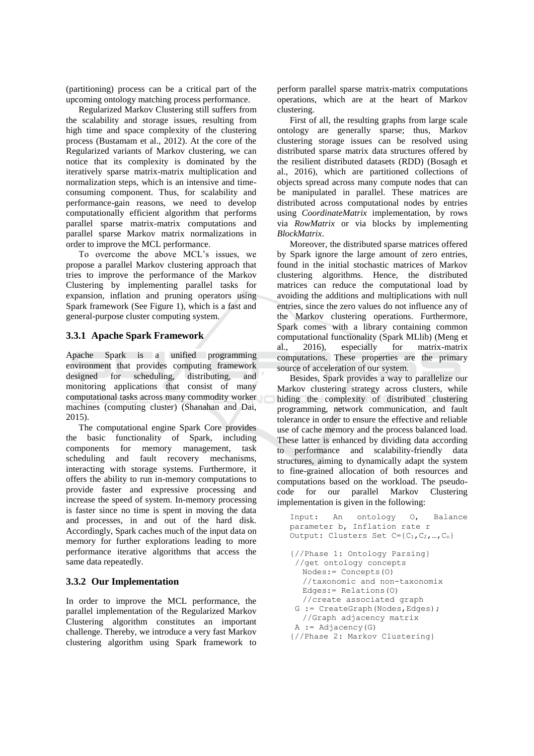(partitioning) process can be a critical part of the upcoming ontology matching process performance.

Regularized Markov Clustering still suffers from the scalability and storage issues, resulting from high time and space complexity of the clustering process (Bustamam et al., 2012). At the core of the Regularized variants of Markov clustering, we can notice that its complexity is dominated by the iteratively sparse matrix-matrix multiplication and normalization steps, which is an intensive and time-consuming component. Thus, for scalability and performance-gain reasons, we need to develop computationally efficient algorithm that performs parallel sparse matrix-matrix computations and parallel sparse Markov matrix normalizations in order to improve the MCL performance.

To overcome the above MCL's issues, we propose a parallel Markov clustering approach that tries to improve the performance of the Markov Clustering by implementing parallel tasks for expansion, inflation and pruning operators using Spark framework (See Figure 1), which is a fast and general-purpose cluster computing system.

### 3.3.1 Apache Spark Framework

Apache Spark is a unified programming environment that provides computing framework designed for scheduling, distributing, and monitoring applications that consist of many computational tasks across many commodity worker machines (computing cluster) (Shanahan and Dai, 2015).

The computational engine Spark Core provides the basic functionality of Spark, including components for memory management, task scheduling and fault recovery mechanisms, interacting with storage systems. Furthermore, it offers the ability to run in-memory computations to provide faster and expressive processing and increase the speed of system. In-memory processing is faster since no time is spent in moving the data and processes, in and out of the hard disk. Accordingly, Spark caches much of the input data on memory for further explorations leading to more performance iterative algorithms that access the same data repeatedly.

### 3.3.2 Our Implementation

In order to improve the MCL performance, the parallel implementation of the Regularized Markov Clustering algorithm constitutes an important challenge. Thereby, we introduce a very fast Markov clustering algorithm using Spark framework to perform parallel sparse matrix-matrix computations operations, which are at the heart of Markov clustering.

First of all, the resulting graphs from large scale ontology are generally sparse; thus, Markov clustering storage issues can be resolved using distributed sparse matrix data structures offered by the resilient distributed datasets (RDD) (Bosagh et al., 2016), which are partitioned collections of objects spread across many compute nodes that can be manipulated in parallel. These matrices are distributed across computational nodes by entries using *CoordinateMatrix* implementation, by rows via *RowMatrix* or via blocks by implementing *BlockMatrix*.

Moreover, the distributed sparse matrices offered by Spark ignore the large amount of zero entries, found in the initial stochastic matrices of Markov clustering algorithms. Hence, the distributed matrices can reduce the computational load by avoiding the additions and multiplications with null entries, since the zero values do not influence any of the Markov clustering operations. Furthermore, Spark comes with a library containing common computational functionality (Spark MLlib) (Meng et al., 2016), especially for matrix-matrix computations. These properties are the primary source of acceleration of our system.

Besides, Spark provides a way to parallelize our Markov clustering strategy across clusters, while hiding the complexity of distributed clustering programming, network communication, and fault tolerance in order to ensure the effective and reliable use of cache memory and the process balanced load. These latter is enhanced by dividing data according to performance and scalability-friendly data structures, aiming to dynamically adapt the system to fine-grained allocation of both resources and computations based on the workload. The pseudo-code for our parallel Markov Clustering implementation is given in the following:

```
Input:  An  ontology  O,  Balance
parameter b, Inflation rate r
Output: Clusters Set C={C1,C2,…,Cn}

{//Phase 1: Ontology Parsing}
 //get ontology concepts
   Nodes:= Concepts(O)
   //taxonomic and non-taxonomix
   Edges:= Relations(O)
   //create associated graph
  G := CreateGraph(Nodes,Edges);
   //Graph adjacency matrix
 A := Adjacency(G)
{//Phase 2: Markov Clustering}
```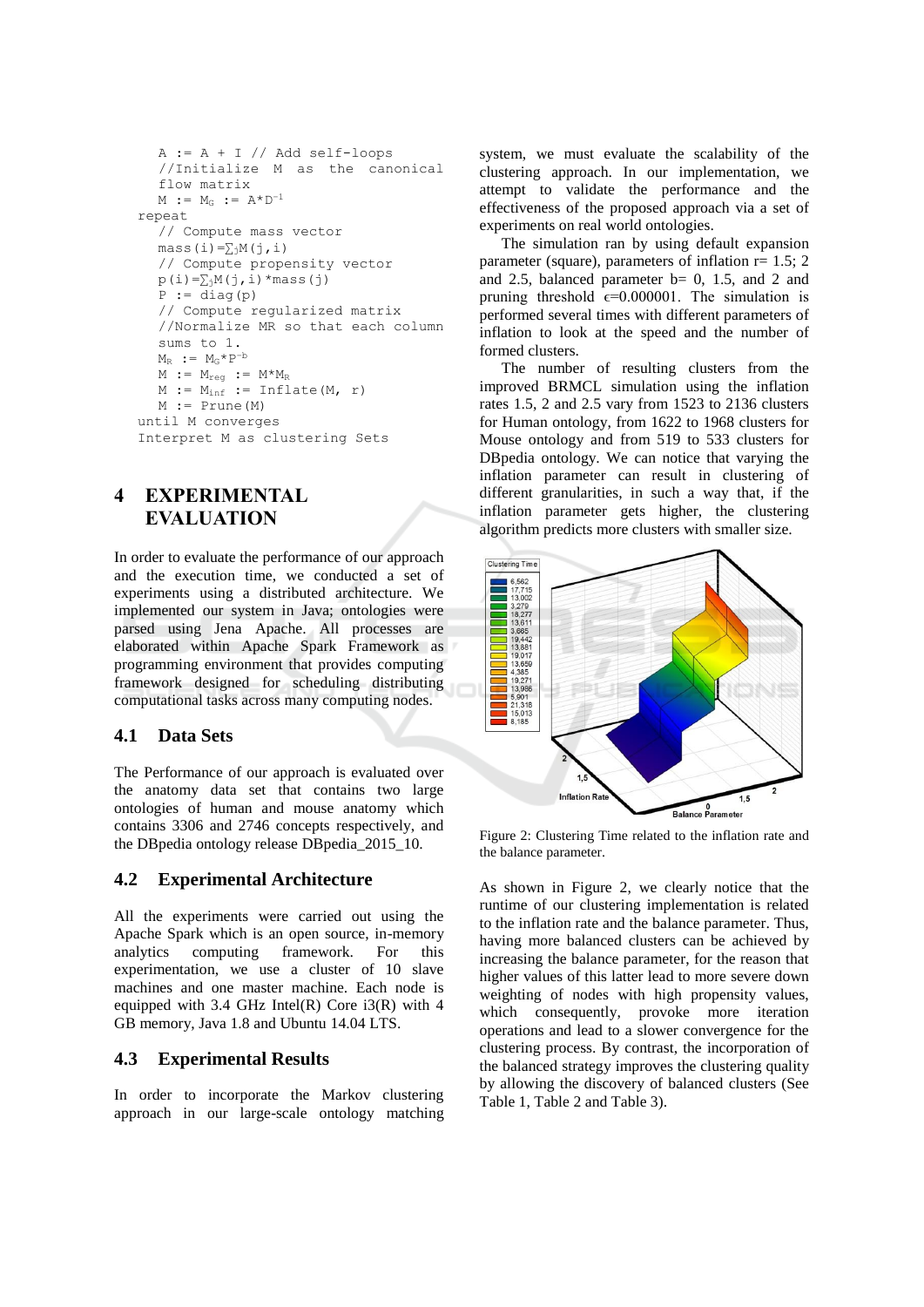```
    A := A + I // Add self-loops
    //Initialize M as the canonical
    flow matrix
    M := M_G := A*D^-1
repeat
    // Compute mass vector
    mass(i)=∑_j M(j,i)
    // Compute propensity vector
    p(i)=∑_j M(j,i)*mass(j)
    P := diag(p)
    // Compute regularized matrix
    //Normalize MR so that each column
    sums to 1.
    M_R := M_G*P^-b
    M := M_reg := M*M_R
    M := M_inf := Inflate(M, r)
    M := Prune(M)
until M converges
Interpret M as clustering Sets
```

# 4 EXPERIMENTAL EVALUATION

In order to evaluate the performance of our approach and the execution time, we conducted a set of experiments using a distributed architecture. We implemented our system in Java; ontologies were parsed using Jena Apache. All processes are elaborated within Apache Spark Framework as programming environment that provides computing framework designed for scheduling distributing computational tasks across many computing nodes.

## 4.1 Data Sets

The Performance of our approach is evaluated over the anatomy data set that contains two large ontologies of human and mouse anatomy which contains 3306 and 2746 concepts respectively, and the DBpedia ontology release DBpedia_2015_10.

## 4.2 Experimental Architecture

All the experiments were carried out using the Apache Spark which is an open source, in-memory analytics computing framework. For this experimentation, we use a cluster of 10 slave machines and one master machine. Each node is equipped with 3.4 GHz Intel(R) Core i3(R) with 4 GB memory, Java 1.8 and Ubuntu 14.04 LTS.

## 4.3 Experimental Results

In order to incorporate the Markov clustering approach in our large-scale ontology matching system, we must evaluate the scalability of the clustering approach. In our implementation, we attempt to validate the performance and the effectiveness of the proposed approach via a set of experiments on real world ontologies.

The simulation ran by using default expansion parameter (square), parameters of inflation r= 1.5; 2 and 2.5, balanced parameter b= 0, 1.5, and 2 and pruning threshold $\epsilon$=0.000001. The simulation is performed several times with different parameters of inflation to look at the speed and the number of formed clusters.

The number of resulting clusters from the improved BRMCL simulation using the inflation rates 1.5, 2 and 2.5 vary from 1523 to 2136 clusters for Human ontology, from 1622 to 1968 clusters for Mouse ontology and from 519 to 533 clusters for DBpedia ontology. We can notice that varying the inflation parameter can result in clustering of different granularities, in such a way that, if the inflation parameter gets higher, the clustering algorithm predicts more clusters with smaller size.

Figure 2: Clustering Time related to the inflation rate and the balance parameter.

As shown in Figure 2, we clearly notice that the runtime of our clustering implementation is related to the inflation rate and the balance parameter. Thus, having more balanced clusters can be achieved by increasing the balance parameter, for the reason that higher values of this latter lead to more severe down weighting of nodes with high propensity values, which consequently, provoke more iteration operations and lead to a slower convergence for the clustering process. By contrast, the incorporation of the balanced strategy improves the clustering quality by allowing the discovery of balanced clusters (See Table 1, Table 2 and Table 3).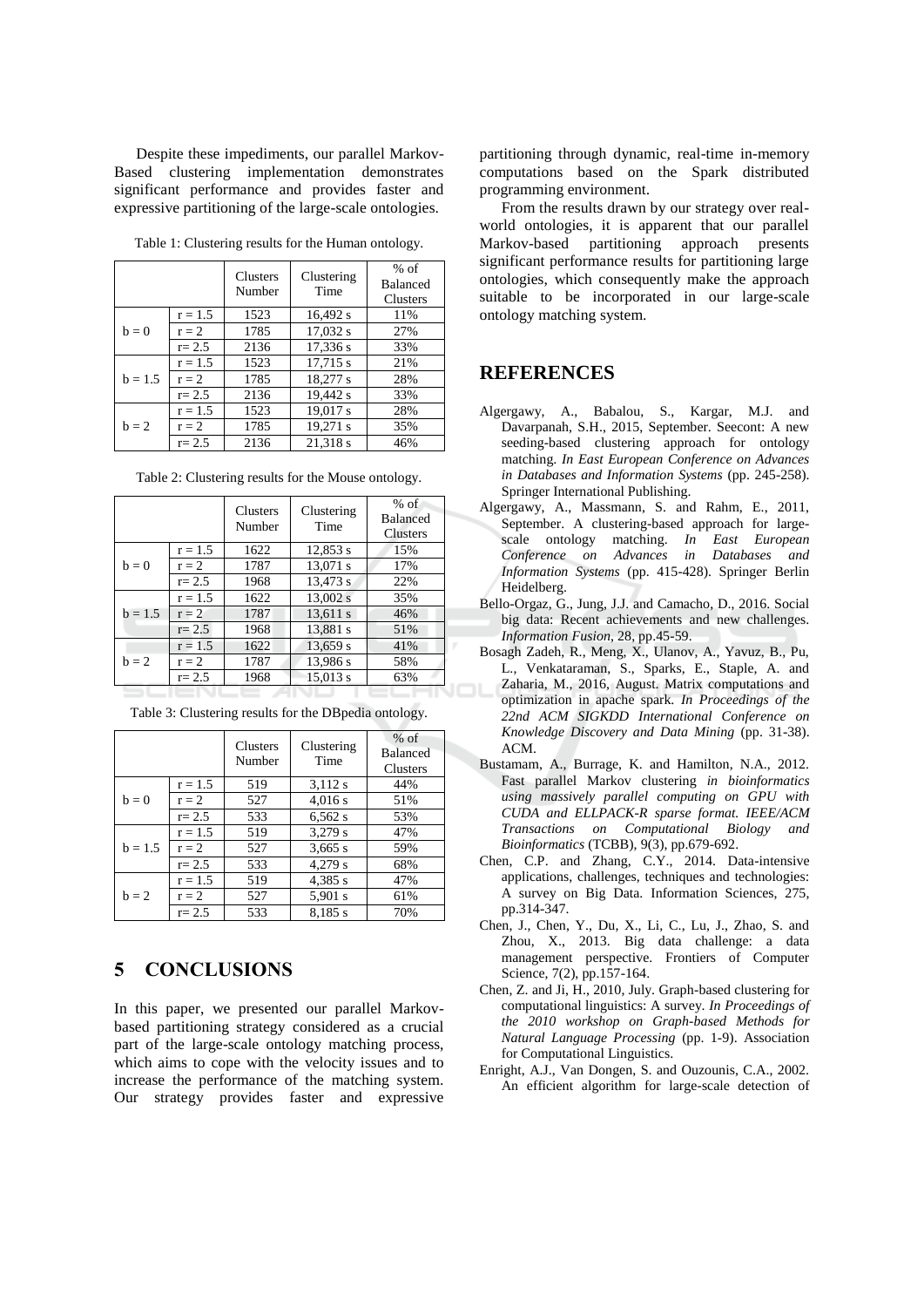Despite these impediments, our parallel Markov-Based clustering implementation demonstrates significant performance and provides faster and expressive partitioning of the large-scale ontologies.

Table 1: Clustering results for the Human ontology.

| | | Clusters Number | Clustering Time | % of Balanced Clusters |
|---|---|---|---|---|
| b = 0 | r = 1.5 | 1523 | 16,492 s | 11% |
| | r = 2 | 1785 | 17,032 s | 27% |
| | r= 2.5 | 2136 | 17,336 s | 33% |
| b = 1.5 | r = 1.5 | 1523 | 17,715 s | 21% |
| | r = 2 | 1785 | 18,277 s | 28% |
| | r= 2.5 | 2136 | 19,442 s | 33% |
| b = 2 | r = 1.5 | 1523 | 19,017 s | 28% |
| | r = 2 | 1785 | 19,271 s | 35% |
| | r= 2.5 | 2136 | 21,318 s | 46% |

Table 2: Clustering results for the Mouse ontology.

| | | Clusters Number | Clustering Time | % of Balanced Clusters |
|---|---|---|---|---|
| b = 0 | r = 1.5 | 1622 | 12,853 s | 15% |
| | r = 2 | 1787 | 13,071 s | 17% |
| | r= 2.5 | 1968 | 13,473 s | 22% |
| b = 1.5 | r = 1.5 | 1622 | 13,002 s | 35% |
| | r = 2 | 1787 | 13,611 s | 46% |
| | r= 2.5 | 1968 | 13,881 s | 51% |
| b = 2 | r = 1.5 | 1622 | 13,659 s | 41% |
| | r = 2 | 1787 | 13,986 s | 58% |
| | r= 2.5 | 1968 | 15,013 s | 63% |

Table 3: Clustering results for the DBpedia ontology.

| | | Clusters Number | Clustering Time | % of Balanced Clusters |
|---|---|---|---|---|
| b = 0 | r = 1.5 | 519 | 3,112 s | 44% |
| | r = 2 | 527 | 4,016 s | 51% |
| | r= 2.5 | 533 | 6,562 s | 53% |
| b = 1.5 | r = 1.5 | 519 | 3,279 s | 47% |
| | r = 2 | 527 | 3,665 s | 59% |
| | r= 2.5 | 533 | 4,279 s | 68% |
| b = 2 | r = 1.5 | 519 | 4,385 s | 47% |
| | r = 2 | 527 | 5,901 s | 61% |
| | r= 2.5 | 533 | 8,185 s | 70% |

## 5 CONCLUSIONS

In this paper, we presented our parallel Markov-based partitioning strategy considered as a crucial part of the large-scale ontology matching process, which aims to cope with the velocity issues and to increase the performance of the matching system. Our strategy provides faster and expressive partitioning through dynamic, real-time in-memory computations based on the Spark distributed programming environment.

From the results drawn by our strategy over real-world ontologies, it is apparent that our parallel Markov-based partitioning approach presents significant performance results for partitioning large ontologies, which consequently make the approach suitable to be incorporated in our large-scale ontology matching system.

## REFERENCES

Algergawy, A., Babalou, S., Kargar, M.J. and Davarpanah, S.H., 2015, September. Seecont: A new seeding-based clustering approach for ontology matching. *In East European Conference on Advances in Databases and Information Systems* (pp. 245-258). Springer International Publishing.

Algergawy, A., Massmann, S. and Rahm, E., 2011, September. A clustering-based approach for large-scale ontology matching. *In East European Conference on Advances in Databases and Information Systems* (pp. 415-428). Springer Berlin Heidelberg.

Bello-Orgaz, G., Jung, J.J. and Camacho, D., 2016. Social big data: Recent achievements and new challenges. *Information Fusion*, 28, pp.45-59.

Bosagh Zadeh, R., Meng, X., Ulanov, A., Yavuz, B., Pu, L., Venkataraman, S., Sparks, E., Staple, A. and Zaharia, M., 2016, August. Matrix computations and optimization in apache spark. *In Proceedings of the 22nd ACM SIGKDD International Conference on Knowledge Discovery and Data Mining* (pp. 31-38). ACM.

Bustamam, A., Burrage, K. and Hamilton, N.A., 2012. Fast parallel Markov clustering *in bioinformatics using massively parallel computing on GPU with CUDA and ELLPACK-R sparse format. IEEE/ACM Transactions on Computational Biology and Bioinformatics* (TCBB), 9(3), pp.679-692.

Chen, C.P. and Zhang, C.Y., 2014. Data-intensive applications, challenges, techniques and technologies: A survey on Big Data. Information Sciences, 275, pp.314-347.

Chen, J., Chen, Y., Du, X., Li, C., Lu, J., Zhao, S. and Zhou, X., 2013. Big data challenge: a data management perspective. Frontiers of Computer Science, 7(2), pp.157-164.

Chen, Z. and Ji, H., 2010, July. Graph-based clustering for computational linguistics: A survey. *In Proceedings of the 2010 workshop on Graph-based Methods for Natural Language Processing* (pp. 1-9). Association for Computational Linguistics.

Enright, A.J., Van Dongen, S. and Ouzounis, C.A., 2002. An efficient algorithm for large-scale detection of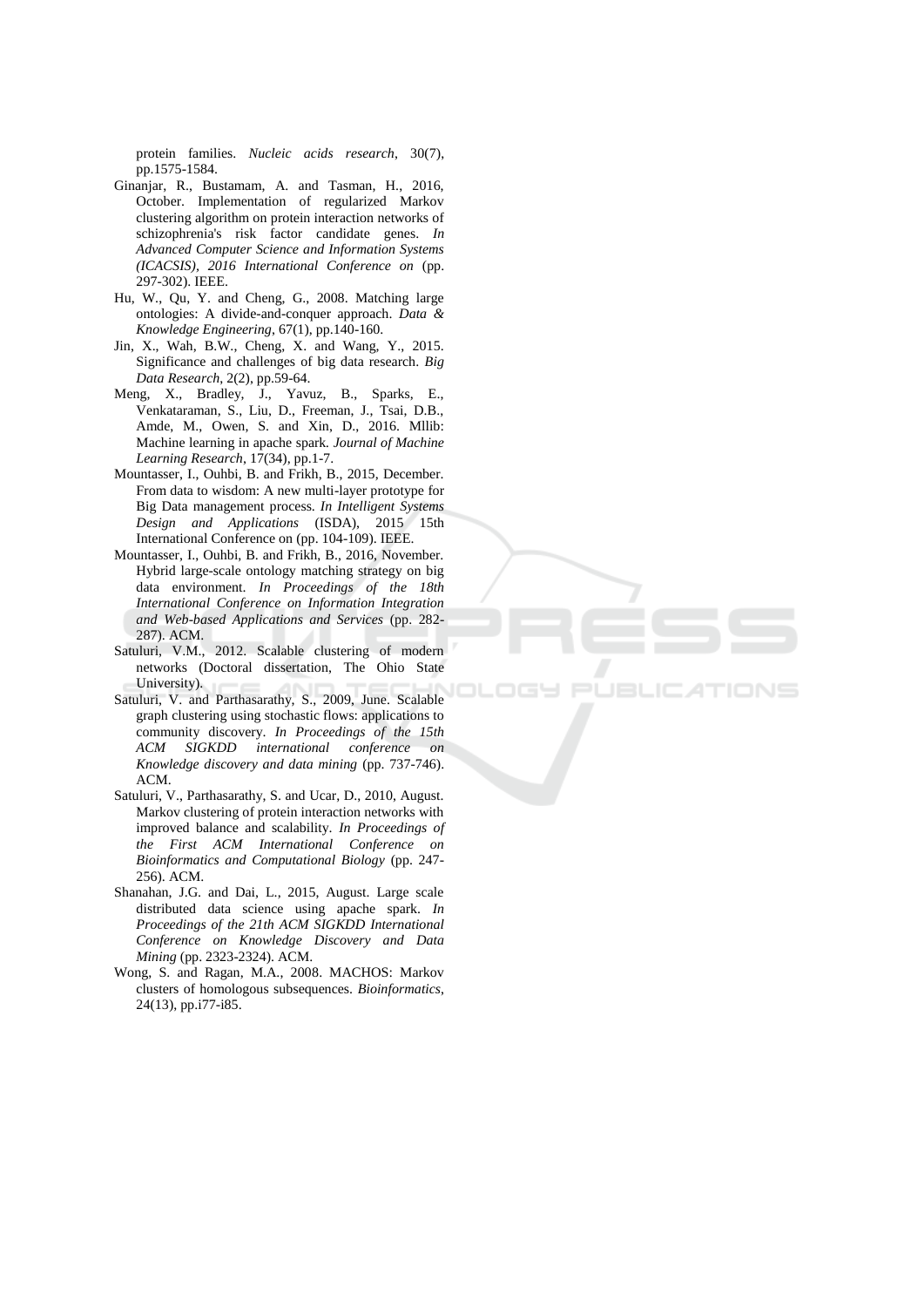protein families. *Nucleic acids research*, 30(7), pp.1575-1584.

Ginanjar, R., Bustamam, A. and Tasman, H., 2016, October. Implementation of regularized Markov clustering algorithm on protein interaction networks of schizophrenia's risk factor candidate genes. *In Advanced Computer Science and Information Systems (ICACSIS), 2016 International Conference on* (pp. 297-302). IEEE.

Hu, W., Qu, Y. and Cheng, G., 2008. Matching large ontologies: A divide-and-conquer approach. *Data & Knowledge Engineering*, 67(1), pp.140-160.

Jin, X., Wah, B.W., Cheng, X. and Wang, Y., 2015. Significance and challenges of big data research. *Big Data Research*, 2(2), pp.59-64.

Meng, X., Bradley, J., Yavuz, B., Sparks, E., Venkataraman, S., Liu, D., Freeman, J., Tsai, D.B., Amde, M., Owen, S. and Xin, D., 2016. Mllib: Machine learning in apache spark. *Journal of Machine Learning Research*, 17(34), pp.1-7.

Mountasser, I., Ouhbi, B. and Frikh, B., 2015, December. From data to wisdom: A new multi-layer prototype for Big Data management process. *In Intelligent Systems Design and Applications* (ISDA), 2015 15th International Conference on (pp. 104-109). IEEE.

Mountasser, I., Ouhbi, B. and Frikh, B., 2016, November. Hybrid large-scale ontology matching strategy on big data environment. *In Proceedings of the 18th International Conference on Information Integration and Web-based Applications and Services* (pp. 282-287). ACM.

Satuluri, V.M., 2012. Scalable clustering of modern networks (Doctoral dissertation, The Ohio State University).

Satuluri, V. and Parthasarathy, S., 2009, June. Scalable graph clustering using stochastic flows: applications to community discovery. *In Proceedings of the 15th ACM SIGKDD international conference on Knowledge discovery and data mining* (pp. 737-746). ACM.

Satuluri, V., Parthasarathy, S. and Ucar, D., 2010, August. Markov clustering of protein interaction networks with improved balance and scalability. *In Proceedings of the First ACM International Conference on Bioinformatics and Computational Biology* (pp. 247-256). ACM.

Shanahan, J.G. and Dai, L., 2015, August. Large scale distributed data science using apache spark. *In Proceedings of the 21th ACM SIGKDD International Conference on Knowledge Discovery and Data Mining* (pp. 2323-2324). ACM.

Wong, S. and Ragan, M.A., 2008. MACHOS: Markov clusters of homologous subsequences. *Bioinformatics*, 24(13), pp.i77-i85.